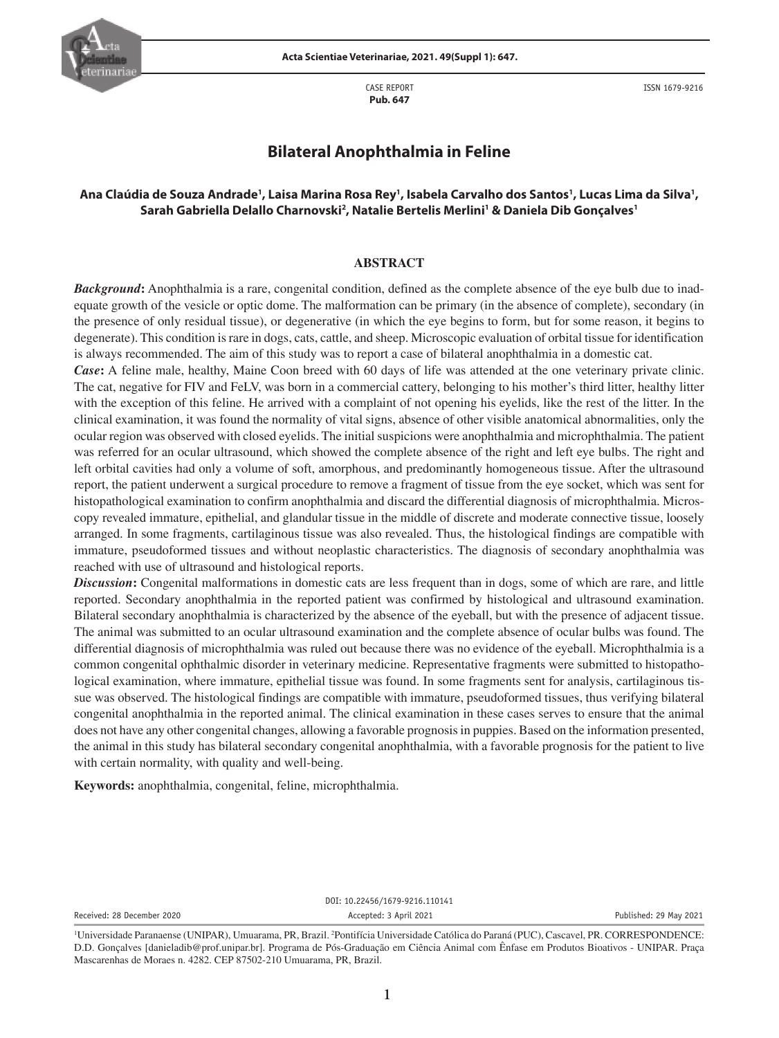CASE REPORT
**Pub. 647**

ISSN 1679-9216

# Bilateral Anophthalmia in Feline

**Ana Claúdia de Souza Andrade[1], Laisa Marina Rosa Rey[1], Isabela Carvalho dos Santos[1], Lucas Lima da Silva[1], Sarah Gabriella Delallo Charnovski[2], Natalie Bertelis Merlini[1] & Daniela Dib Gonçalves[1]**

## ABSTRACT

***Background*:** Anophthalmia is a rare, congenital condition, defined as the complete absence of the eye bulb due to inadequate growth of the vesicle or optic dome. The malformation can be primary (in the absence of complete), secondary (in the presence of only residual tissue), or degenerative (in which the eye begins to form, but for some reason, it begins to degenerate). This condition is rare in dogs, cats, cattle, and sheep. Microscopic evaluation of orbital tissue for identification is always recommended. The aim of this study was to report a case of bilateral anophthalmia in a domestic cat.

***Case*:** A feline male, healthy, Maine Coon breed with 60 days of life was attended at the one veterinary private clinic. The cat, negative for FIV and FeLV, was born in a commercial cattery, belonging to his mother's third litter, healthy litter with the exception of this feline. He arrived with a complaint of not opening his eyelids, like the rest of the litter. In the clinical examination, it was found the normality of vital signs, absence of other visible anatomical abnormalities, only the ocular region was observed with closed eyelids. The initial suspicions were anophthalmia and microphthalmia. The patient was referred for an ocular ultrasound, which showed the complete absence of the right and left eye bulbs. The right and left orbital cavities had only a volume of soft, amorphous, and predominantly homogeneous tissue. After the ultrasound report, the patient underwent a surgical procedure to remove a fragment of tissue from the eye socket, which was sent for histopathological examination to confirm anophthalmia and discard the differential diagnosis of microphthalmia. Microscopy revealed immature, epithelial, and glandular tissue in the middle of discrete and moderate connective tissue, loosely arranged. In some fragments, cartilaginous tissue was also revealed. Thus, the histological findings are compatible with immature, pseudoformed tissues and without neoplastic characteristics. The diagnosis of secondary anophthalmia was reached with use of ultrasound and histological reports.

***Discussion*:** Congenital malformations in domestic cats are less frequent than in dogs, some of which are rare, and little reported. Secondary anophthalmia in the reported patient was confirmed by histological and ultrasound examination. Bilateral secondary anophthalmia is characterized by the absence of the eyeball, but with the presence of adjacent tissue. The animal was submitted to an ocular ultrasound examination and the complete absence of ocular bulbs was found. The differential diagnosis of microphthalmia was ruled out because there was no evidence of the eyeball. Microphthalmia is a common congenital ophthalmic disorder in veterinary medicine. Representative fragments were submitted to histopathological examination, where immature, epithelial tissue was found. In some fragments sent for analysis, cartilaginous tissue was observed. The histological findings are compatible with immature, pseudoformed tissues, thus verifying bilateral congenital anophthalmia in the reported animal. The clinical examination in these cases serves to ensure that the animal does not have any other congenital changes, allowing a favorable prognosis in puppies. Based on the information presented, the animal in this study has bilateral secondary congenital anophthalmia, with a favorable prognosis for the patient to live with certain normality, with quality and well-being.

**Keywords:** anophthalmia, congenital, feline, microphthalmia.

DOI: 10.22456/1679-9216.110141

Received: 28 December 2020 | Accepted: 3 April 2021 | Published: 29 May 2021

[1]Universidade Paranaense (UNIPAR), Umuarama, PR, Brazil. [2]Pontifícia Universidade Católica do Paraná (PUC), Cascavel, PR. CORRESPONDENCE: D.D. Gonçalves [danieladib@prof.unipar.br]. Programa de Pós-Graduação em Ciência Animal com Ênfase em Produtos Bioativos - UNIPAR. Praça Mascarenhas de Moraes n. 4282. CEP 87502-210 Umuarama, PR, Brazil.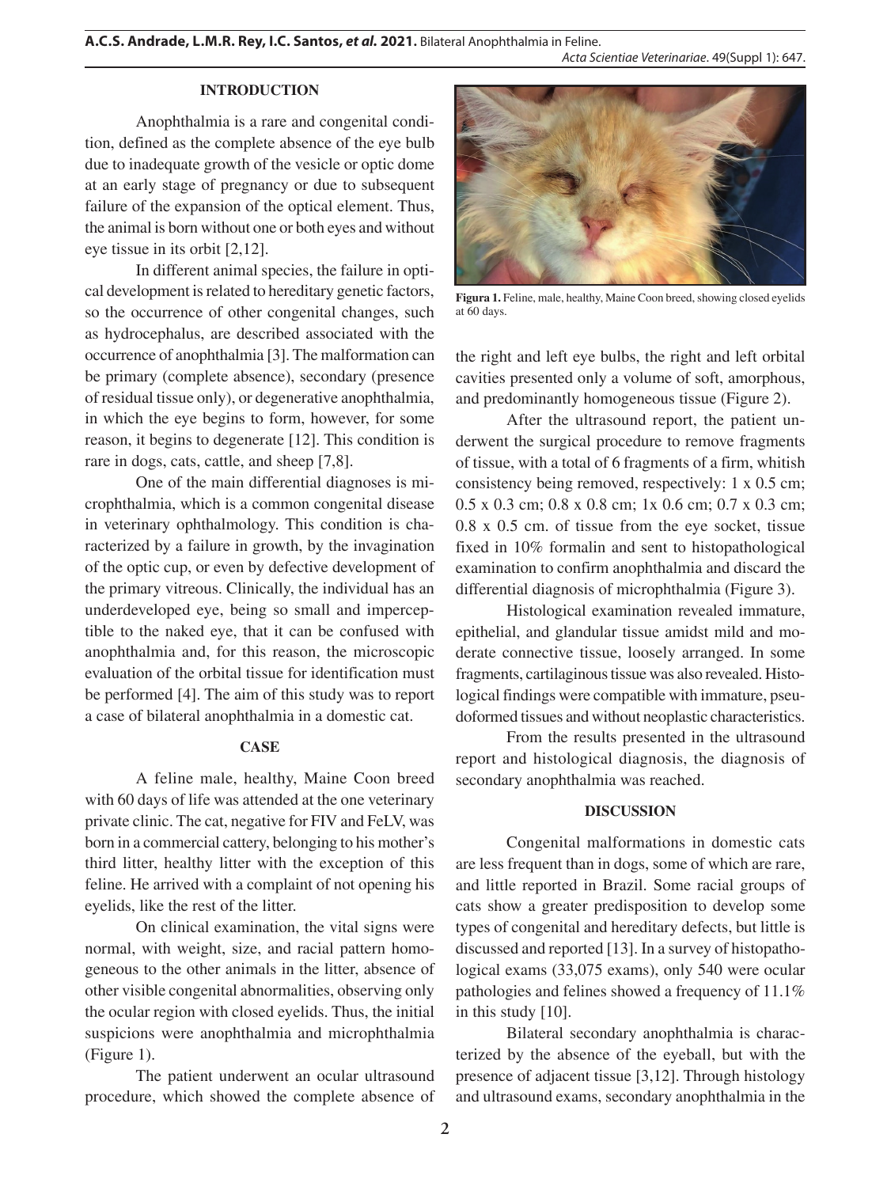## INTRODUCTION

Anophthalmia is a rare and congenital condition, defined as the complete absence of the eye bulb due to inadequate growth of the vesicle or optic dome at an early stage of pregnancy or due to subsequent failure of the expansion of the optical element. Thus, the animal is born without one or both eyes and without eye tissue in its orbit [2,12].

In different animal species, the failure in optical development is related to hereditary genetic factors, so the occurrence of other congenital changes, such as hydrocephalus, are described associated with the occurrence of anophthalmia [3]. The malformation can be primary (complete absence), secondary (presence of residual tissue only), or degenerative anophthalmia, in which the eye begins to form, however, for some reason, it begins to degenerate [12]. This condition is rare in dogs, cats, cattle, and sheep [7,8].

One of the main differential diagnoses is microphthalmia, which is a common congenital disease in veterinary ophthalmology. This condition is characterized by a failure in growth, by the invagination of the optic cup, or even by defective development of the primary vitreous. Clinically, the individual has an underdeveloped eye, being so small and imperceptible to the naked eye, that it can be confused with anophthalmia and, for this reason, the microscopic evaluation of the orbital tissue for identification must be performed [4]. The aim of this study was to report a case of bilateral anophthalmia in a domestic cat.

## CASE

A feline male, healthy, Maine Coon breed with 60 days of life was attended at the one veterinary private clinic. The cat, negative for FIV and FeLV, was born in a commercial cattery, belonging to his mother's third litter, healthy litter with the exception of this feline. He arrived with a complaint of not opening his eyelids, like the rest of the litter.

On clinical examination, the vital signs were normal, with weight, size, and racial pattern homogeneous to the other animals in the litter, absence of other visible congenital abnormalities, observing only the ocular region with closed eyelids. Thus, the initial suspicions were anophthalmia and microphthalmia (Figure 1).

**Figura 1.** Feline, male, healthy, Maine Coon breed, showing closed eyelids at 60 days.

The patient underwent an ocular ultrasound procedure, which showed the complete absence of the right and left eye bulbs, the right and left orbital cavities presented only a volume of soft, amorphous, and predominantly homogeneous tissue (Figure 2).

After the ultrasound report, the patient underwent the surgical procedure to remove fragments of tissue, with a total of 6 fragments of a firm, whitish consistency being removed, respectively: 1 x 0.5 cm; 0.5 x 0.3 cm; 0.8 x 0.8 cm; 1x 0.6 cm; 0.7 x 0.3 cm; 0.8 x 0.5 cm. of tissue from the eye socket, tissue fixed in 10% formalin and sent to histopathological examination to confirm anophthalmia and discard the differential diagnosis of microphthalmia (Figure 3).

Histological examination revealed immature, epithelial, and glandular tissue amidst mild and moderate connective tissue, loosely arranged. In some fragments, cartilaginous tissue was also revealed. Histological findings were compatible with immature, pseudoformed tissues and without neoplastic characteristics.

From the results presented in the ultrasound report and histological diagnosis, the diagnosis of secondary anophthalmia was reached.

## DISCUSSION

Congenital malformations in domestic cats are less frequent than in dogs, some of which are rare, and little reported in Brazil. Some racial groups of cats show a greater predisposition to develop some types of congenital and hereditary defects, but little is discussed and reported [13]. In a survey of histopathological exams (33,075 exams), only 540 were ocular pathologies and felines showed a frequency of 11.1% in this study [10].

Bilateral secondary anophthalmia is characterized by the absence of the eyeball, but with the presence of adjacent tissue [3,12]. Through histology and ultrasound exams, secondary anophthalmia in the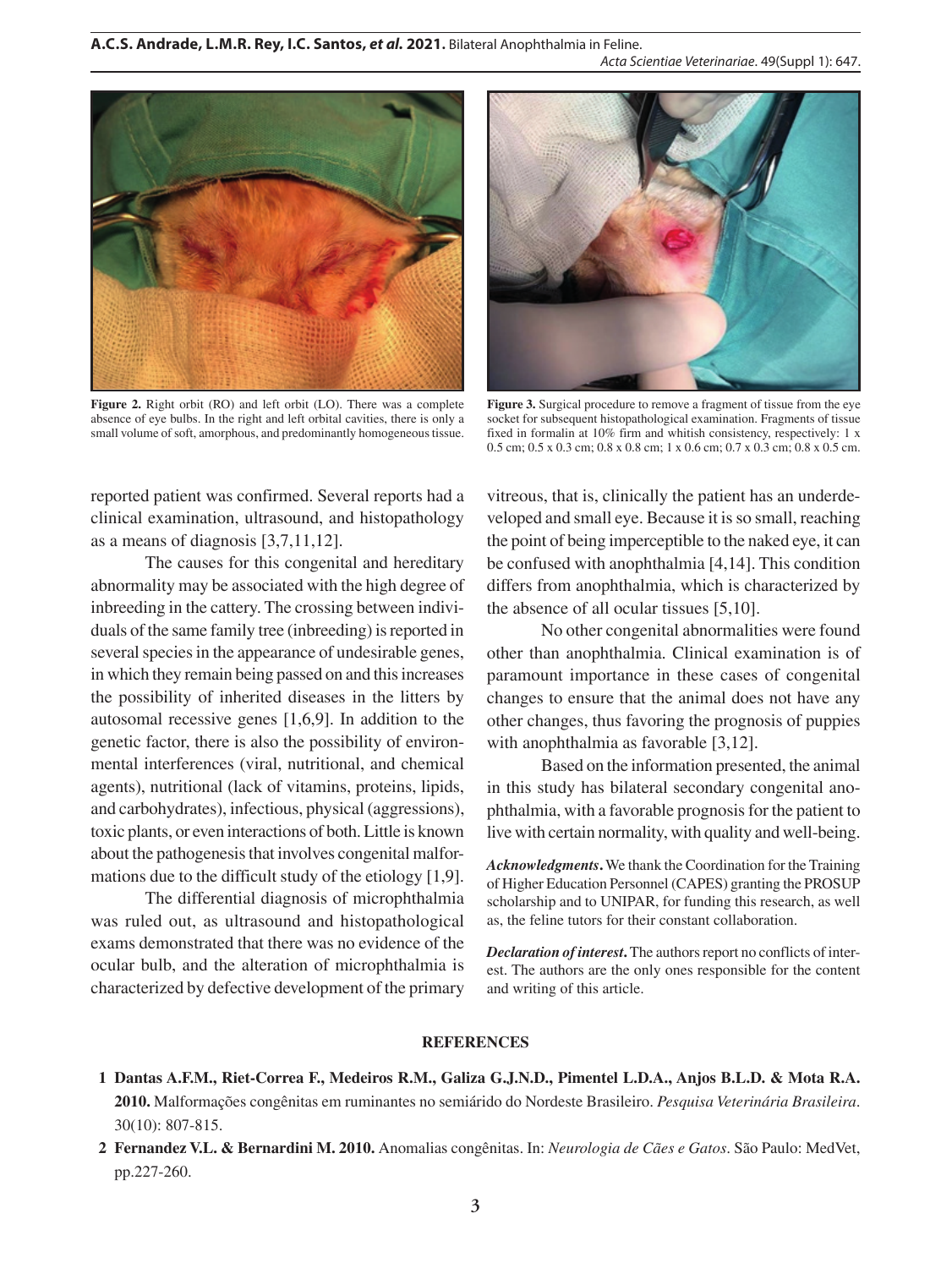**Figure 2.** Right orbit (RO) and left orbit (LO). There was a complete absence of eye bulbs. In the right and left orbital cavities, there is only a small volume of soft, amorphous, and predominantly homogeneous tissue.

**Figure 3.** Surgical procedure to remove a fragment of tissue from the eye socket for subsequent histopathological examination. Fragments of tissue fixed in formalin at 10% firm and whitish consistency, respectively: 1 x 0.5 cm; 0.5 x 0.3 cm; 0.8 x 0.8 cm; 1 x 0.6 cm; 0.7 x 0.3 cm; 0.8 x 0.5 cm.

reported patient was confirmed. Several reports had a clinical examination, ultrasound, and histopathology as a means of diagnosis [3,7,11,12].

The causes for this congenital and hereditary abnormality may be associated with the high degree of inbreeding in the cattery. The crossing between individuals of the same family tree (inbreeding) is reported in several species in the appearance of undesirable genes, in which they remain being passed on and this increases the possibility of inherited diseases in the litters by autosomal recessive genes [1,6,9]. In addition to the genetic factor, there is also the possibility of environmental interferences (viral, nutritional, and chemical agents), nutritional (lack of vitamins, proteins, lipids, and carbohydrates), infectious, physical (aggressions), toxic plants, or even interactions of both. Little is known about the pathogenesis that involves congenital malformations due to the difficult study of the etiology [1,9].

The differential diagnosis of microphthalmia was ruled out, as ultrasound and histopathological exams demonstrated that there was no evidence of the ocular bulb, and the alteration of microphthalmia is characterized by defective development of the primary vitreous, that is, clinically the patient has an underdeveloped and small eye. Because it is so small, reaching the point of being imperceptible to the naked eye, it can be confused with anophthalmia [4,14]. This condition differs from anophthalmia, which is characterized by the absence of all ocular tissues [5,10].

No other congenital abnormalities were found other than anophthalmia. Clinical examination is of paramount importance in these cases of congenital changes to ensure that the animal does not have any other changes, thus favoring the prognosis of puppies with anophthalmia as favorable [3,12].

Based on the information presented, the animal in this study has bilateral secondary congenital anophthalmia, with a favorable prognosis for the patient to live with certain normality, with quality and well-being.

***Acknowledgments*.** We thank the Coordination for the Training of Higher Education Personnel (CAPES) granting the PROSUP scholarship and to UNIPAR, for funding this research, as well as, the feline tutors for their constant collaboration.

***Declaration of interest*.** The authors report no conflicts of interest. The authors are the only ones responsible for the content and writing of this article.

## REFERENCES

**1 Dantas A.F.M., Riet-Correa F., Medeiros R.M., Galiza G.J.N.D., Pimentel L.D.A., Anjos B.L.D. & Mota R.A. 2010.** Malformações congênitas em ruminantes no semiárido do Nordeste Brasileiro. *Pesquisa Veterinária Brasileira*. 30(10): 807-815.

**2 Fernandez V.L. & Bernardini M. 2010.** Anomalias congênitas. In: *Neurologia de Cães e Gatos*. São Paulo: MedVet, pp.227-260.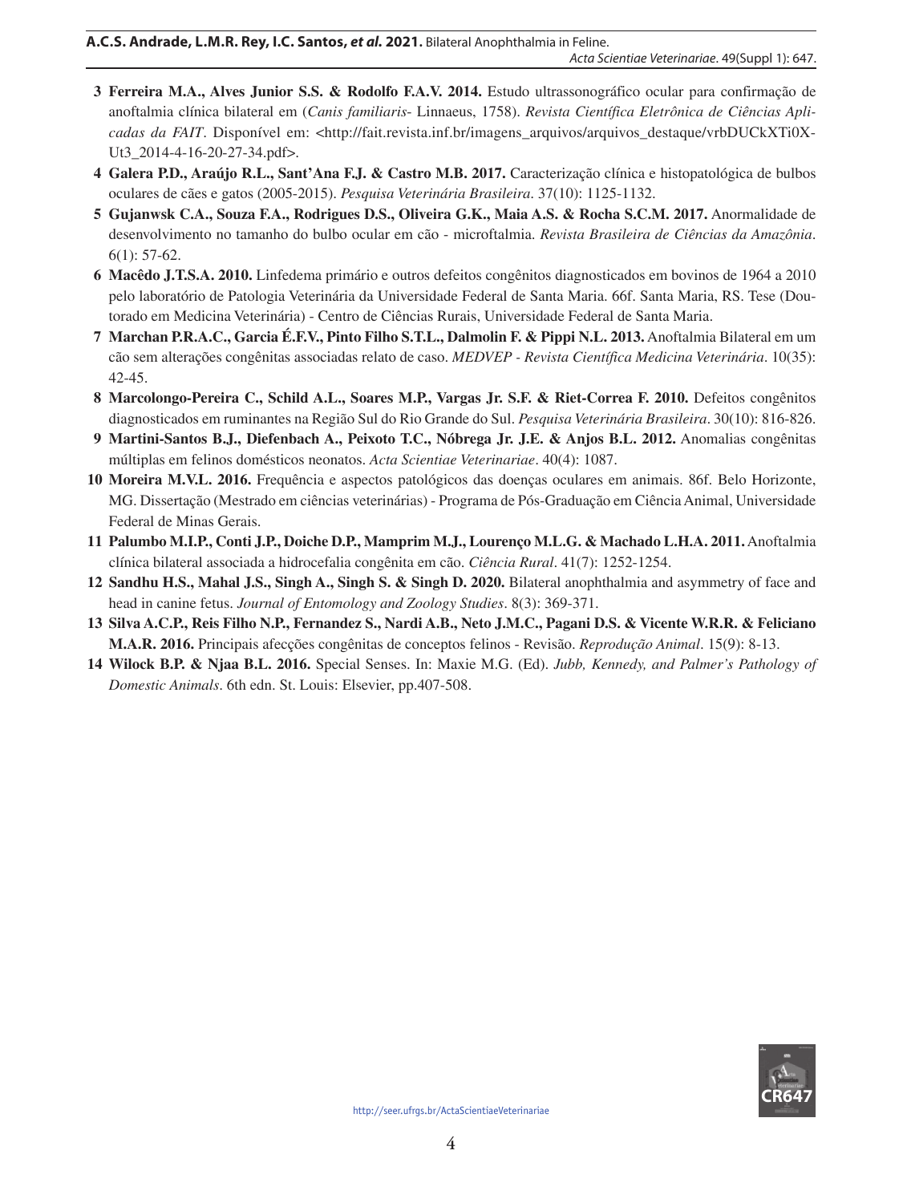3 **Ferreira M.A., Alves Junior S.S. & Rodolfo F.A.V. 2014.** Estudo ultrassonográfico ocular para confirmação de anoftalmia clínica bilateral em (*Canis familiaris*- Linnaeus, 1758). *Revista Científica Eletrônica de Ciências Aplicadas da FAIT*. Disponível em: <http://fait.revista.inf.br/imagens_arquivos/arquivos_destaque/vrbDUCkXTi0X-Ut3_2014-4-16-20-27-34.pdf>.

4 **Galera P.D., Araújo R.L., Sant'Ana F.J. & Castro M.B. 2017.** Caracterização clínica e histopatológica de bulbos oculares de cães e gatos (2005-2015). *Pesquisa Veterinária Brasileira*. 37(10): 1125-1132.

5 **Gujanwsk C.A., Souza F.A., Rodrigues D.S., Oliveira G.K., Maia A.S. & Rocha S.C.M. 2017.** Anormalidade de desenvolvimento no tamanho do bulbo ocular em cão - microftalmia. *Revista Brasileira de Ciências da Amazônia*. 6(1): 57-62.

6 **Macêdo J.T.S.A. 2010.** Linfedema primário e outros defeitos congênitos diagnosticados em bovinos de 1964 a 2010 pelo laboratório de Patologia Veterinária da Universidade Federal de Santa Maria. 66f. Santa Maria, RS. Tese (Doutorado em Medicina Veterinária) - Centro de Ciências Rurais, Universidade Federal de Santa Maria.

7 **Marchan P.R.A.C., Garcia É.F.V., Pinto Filho S.T.L., Dalmolin F. & Pippi N.L. 2013.** Anoftalmia Bilateral em um cão sem alterações congênitas associadas relato de caso. *MEDVEP - Revista Científica Medicina Veterinária*. 10(35): 42-45.

8 **Marcolongo-Pereira C., Schild A.L., Soares M.P., Vargas Jr. S.F. & Riet-Correa F. 2010.** Defeitos congênitos diagnosticados em ruminantes na Região Sul do Rio Grande do Sul. *Pesquisa Veterinária Brasileira*. 30(10): 816-826.

9 **Martini-Santos B.J., Diefenbach A., Peixoto T.C., Nóbrega Jr. J.E. & Anjos B.L. 2012.** Anomalias congênitas múltiplas em felinos domésticos neonatos. *Acta Scientiae Veterinariae*. 40(4): 1087.

10 **Moreira M.V.L. 2016.** Frequência e aspectos patológicos das doenças oculares em animais. 86f. Belo Horizonte, MG. Dissertação (Mestrado em ciências veterinárias) - Programa de Pós-Graduação em Ciência Animal, Universidade Federal de Minas Gerais.

11 **Palumbo M.I.P., Conti J.P., Doiche D.P., Mamprim M.J., Lourenço M.L.G. & Machado L.H.A. 2011.** Anoftalmia clínica bilateral associada a hidrocefalia congênita em cão. *Ciência Rural*. 41(7): 1252-1254.

12 **Sandhu H.S., Mahal J.S., Singh A., Singh S. & Singh D. 2020.** Bilateral anophthalmia and asymmetry of face and head in canine fetus. *Journal of Entomology and Zoology Studies*. 8(3): 369-371.

13 **Silva A.C.P., Reis Filho N.P., Fernandez S., Nardi A.B., Neto J.M.C., Pagani D.S. & Vicente W.R.R. & Feliciano M.A.R. 2016.** Principais afecções congênitas de conceptos felinos - Revisão. *Reprodução Animal*. 15(9): 8-13.

14 **Wilock B.P. & Njaa B.L. 2016.** Special Senses. In: Maxie M.G. (Ed). *Jubb, Kennedy, and Palmer's Pathology of Domestic Animals*. 6th edn. St. Louis: Elsevier, pp.407-508.